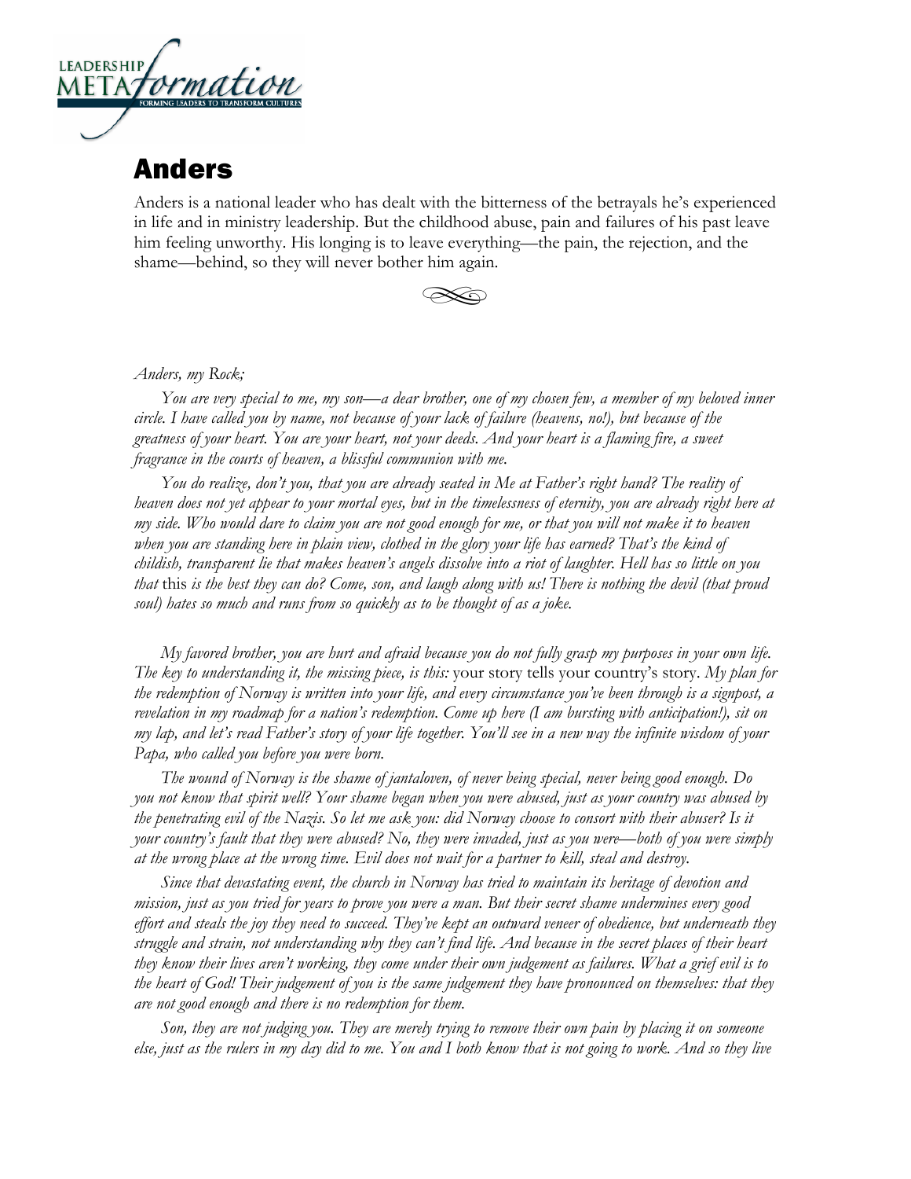# Anders

Anders is a national leader who has dealt with the bitterness of the betrayals he's experienced in life and in ministry leadership. But the childhood abuse, pain and failures of his past leave him feeling unworthy. His longing is to leave everything—the pain, the rejection, and the shame—behind, so they will never bother him again.

*Anders, my Rock;*

*You are very special to me, my son—a dear brother, one of my chosen few, a member of my beloved inner circle. I have called you by name, not because of your lack of failure (heavens, no!), but because of the greatness of your heart. You are your heart, not your deeds. And your heart is a flaming fire, a sweet fragrance in the courts of heaven, a blissful communion with me.*

*You do realize, don't you, that you are already seated in Me at Father's right hand? The reality of heaven does not yet appear to your mortal eyes, but in the timelessness of eternity, you are already right here at my side. Who would dare to claim you are not good enough for me, or that you will not make it to heaven when you are standing here in plain view, clothed in the glory your life has earned? That's the kind of childish, transparent lie that makes heaven's angels dissolve into a riot of laughter. Hell has so little on you that* this *is the best they can do? Come, son, and laugh along with us! There is nothing the devil (that proud soul) hates so much and runs from so quickly as to be thought of as a joke.*

*My favored brother, you are hurt and afraid because you do not fully grasp my purposes in your own life. The key to understanding it, the missing piece, is this:* your story tells your country's story. *My plan for the redemption of Norway is written into your life, and every circumstance you've been through is a signpost, a revelation in my roadmap for a nation's redemption. Come up here (I am bursting with anticipation!), sit on my lap, and let's read Father's story of your life together. You'll see in a new way the infinite wisdom of your Papa, who called you before you were born.*

*The wound of Norway is the shame of jantaloven, of never being special, never being good enough. Do you not know that spirit well? Your shame began when you were abused, just as your country was abused by the penetrating evil of the Nazis. So let me ask you: did Norway choose to consort with their abuser? Is it your country's fault that they were abused? No, they were invaded, just as you were—both of you were simply at the wrong place at the wrong time. Evil does not wait for a partner to kill, steal and destroy.*

*Since that devastating event, the church in Norway has tried to maintain its heritage of devotion and mission, just as you tried for years to prove you were a man. But their secret shame undermines every good effort and steals the joy they need to succeed. They've kept an outward veneer of obedience, but underneath they struggle and strain, not understanding why they can't find life. And because in the secret places of their heart they know their lives aren't working, they come under their own judgement as failures. What a grief evil is to the heart of God! Their judgement of you is the same judgement they have pronounced on themselves: that they are not good enough and there is no redemption for them.*

*Son, they are not judging you. They are merely trying to remove their own pain by placing it on someone else, just as the rulers in my day did to me. You and I both know that is not going to work. And so they live*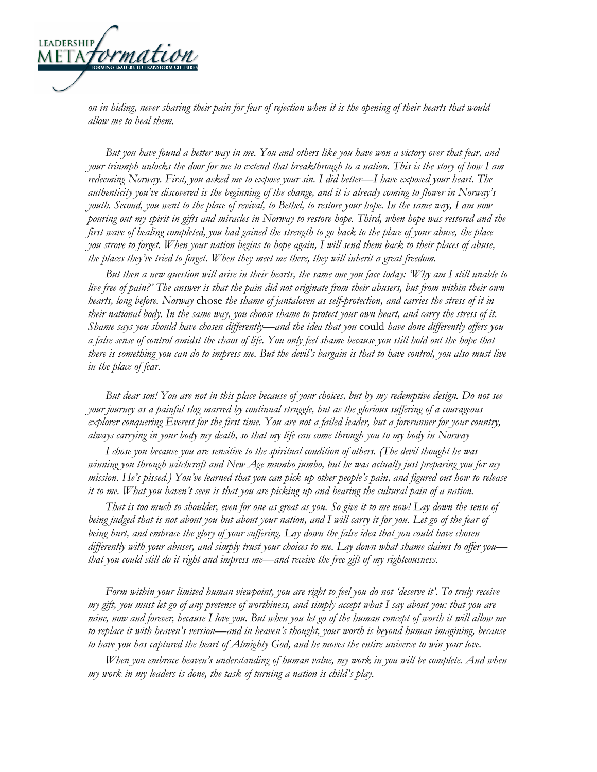*on in hiding, never sharing their pain for fear of rejection when it is the opening of their hearts that would allow me to heal them.*

*But you have found a better way in me. You and others like you have won a victory over that fear, and your triumph unlocks the door for me to extend that breakthrough to a nation. This is the story of how I am redeeming Norway. First, you asked me to expose your sin. I did better—I have exposed your heart. The authenticity you've discovered is the beginning of the change, and it is already coming to flower in Norway's youth. Second, you went to the place of revival, to Bethel, to restore your hope. In the same way, I am now pouring out my spirit in gifts and miracles in Norway to restore hope. Third, when hope was restored and the first wave of healing completed, you had gained the strength to go back to the place of your abuse, the place you strove to forget. When your nation begins to hope again, I will send them back to their places of abuse, the places they've tried to forget. When they meet me there, they will inherit a great freedom.*

*But then a new question will arise in their hearts, the same one you face today: 'Why am I still unable to live free of pain?' The answer is that the pain did not originate from their abusers, but from within their own hearts, long before. Norway* chose *the shame of jantaloven as self-protection, and carries the stress of it in their national body. In the same way, you choose shame to protect your own heart, and carry the stress of it. Shame says you should have chosen differently—and the idea that you* could *have done differently offers you a false sense of control amidst the chaos of life. You only feel shame because you still hold out the hope that there is something you can do to impress me. But the devil's bargain is that to have control, you also must live in the place of fear.*

*But dear son! You are not in this place because of your choices, but by my redemptive design. Do not see your journey as a painful slog marred by continual struggle, but as the glorious suffering of a courageous explorer conquering Everest for the first time. You are not a failed leader, but a forerunner for your country, always carrying in your body my death, so that my life can come through you to my body in Norway*

*I chose you because you are sensitive to the spiritual condition of others. (The devil thought he was winning you through witchcraft and New Age mumbo jumbo, but he was actually just preparing you for my mission. He's pissed.) You've learned that you can pick up other people's pain, and figured out how to release it to me. What you haven't seen is that you are picking up and bearing the cultural pain of a nation.*

*That is too much to shoulder, even for one as great as you. So give it to me now! Lay down the sense of being judged that is not about you but about your nation, and I will carry it for you. Let go of the fear of being hurt, and embrace the glory of your suffering. Lay down the false idea that you could have chosen differently with your abuser, and simply trust your choices to me. Lay down what shame claims to offer you—that you could still do it right and impress me—and receive the free gift of my righteousness.*

*Form within your limited human viewpoint, you are right to feel you do not 'deserve it'. To truly receive my gift, you must let go of any pretense of worthiness, and simply accept what I say about you: that you are mine, now and forever, because I love you. But when you let go of the human concept of worth it will allow me to replace it with heaven's version—and in heaven's thought, your worth is beyond human imagining, because to have you has captured the heart of Almighty God, and he moves the entire universe to win your love.*

*When you embrace heaven's understanding of human value, my work in you will be complete. And when my work in my leaders is done, the task of turning a nation is child's play.*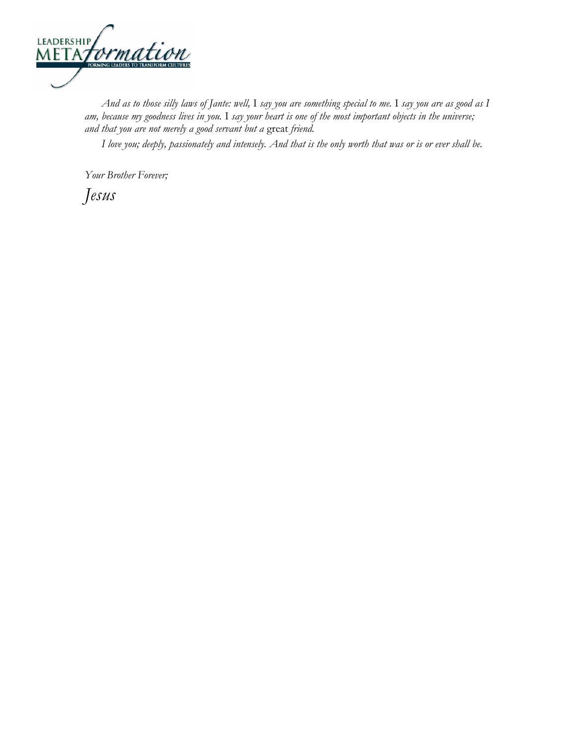*And as to those silly laws of Jante: well,* I *say you are something special to me.* I *say you are as good as I am, because my goodness lives in you.* I *say your heart is one of the most important objects in the universe; and that you are not merely a good servant but a* great *friend.*

*I love you; deeply, passionately and intensely. And that is the only worth that was or is or ever shall be.*

*Your Brother Forever;*

*Jesus*